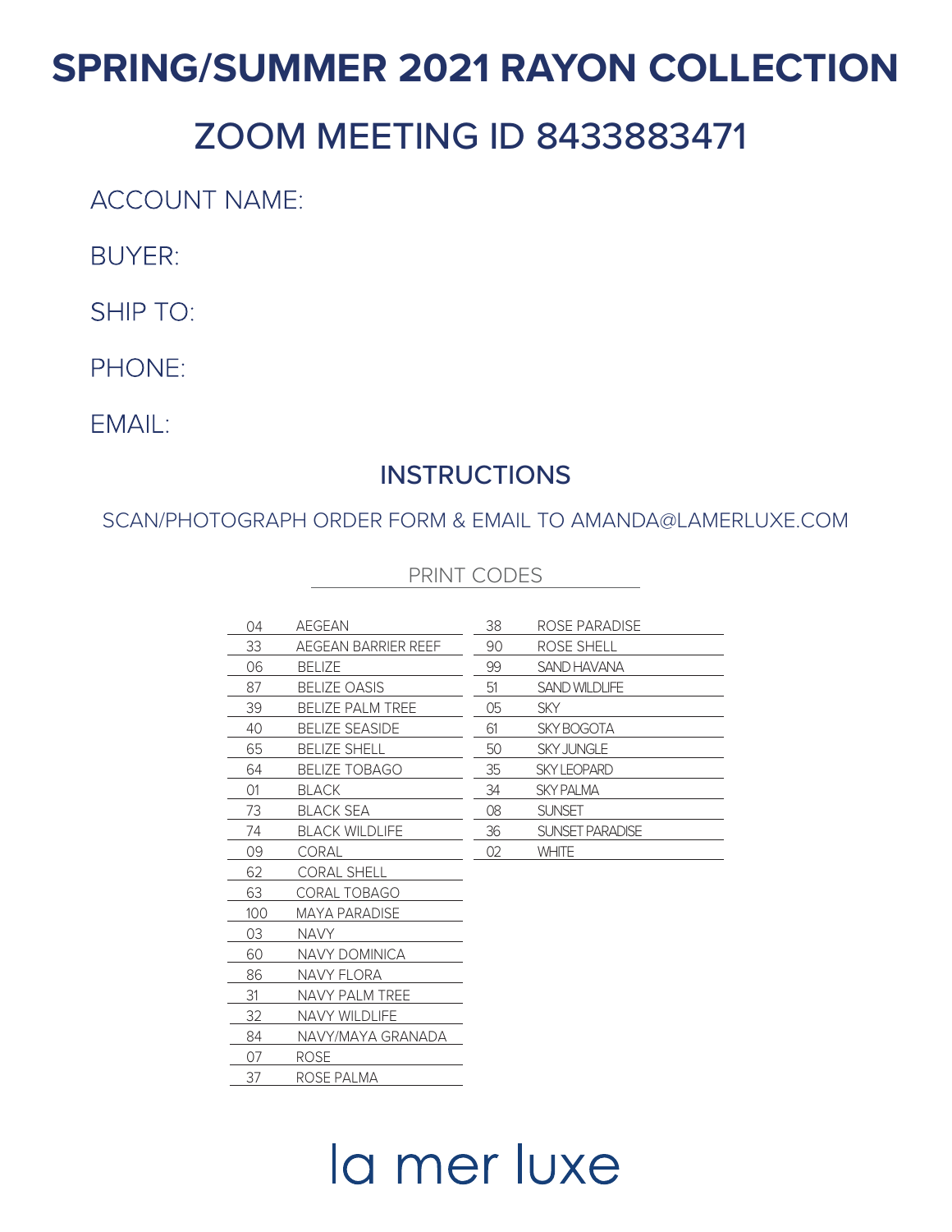# SPRING/SUMMER 2021 RAYON COLLECTION

## ZOOM MEETING ID 8433883471

ACCOUNT NAME:

BUYER:

SHIP TO:

PHONE:

EMAIL:

## INSTRUCTIONS

SCAN/PHOTOGRAPH ORDER FORM & EMAIL TO AMANDA@LAMERLUXE.COM

### PRINT CODES

| Code | Print |
|---|---|
| 04 | AEGEAN |
| 33 | AEGEAN BARRIER REEF |
| 06 | BELIZE |
| 87 | BELIZE OASIS |
| 39 | BELIZE PALM TREE |
| 40 | BELIZE SEASIDE |
| 65 | BELIZE SHELL |
| 64 | BELIZE TOBAGO |
| 01 | BLACK |
| 73 | BLACK SEA |
| 74 | BLACK WILDLIFE |
| 09 | CORAL |
| 62 | CORAL SHELL |
| 63 | CORAL TOBAGO |
| 100 | MAYA PARADISE |
| 03 | NAVY |
| 60 | NAVY DOMINICA |
| 86 | NAVY FLORA |
| 31 | NAVY PALM TREE |
| 32 | NAVY WILDLIFE |
| 84 | NAVY/MAYA GRANADA |
| 07 | ROSE |
| 37 | ROSE PALMA |
| 38 | ROSE PARADISE |
| 90 | ROSE SHELL |
| 99 | SAND HAVANA |
| 51 | SAND WILDLIFE |
| 05 | SKY |
| 61 | SKY BOGOTA |
| 50 | SKY JUNGLE |
| 35 | SKY LEOPARD |
| 34 | SKY PALMA |
| 08 | SUNSET |
| 36 | SUNSET PARADISE |
| 02 | WHITE |

la mer luxe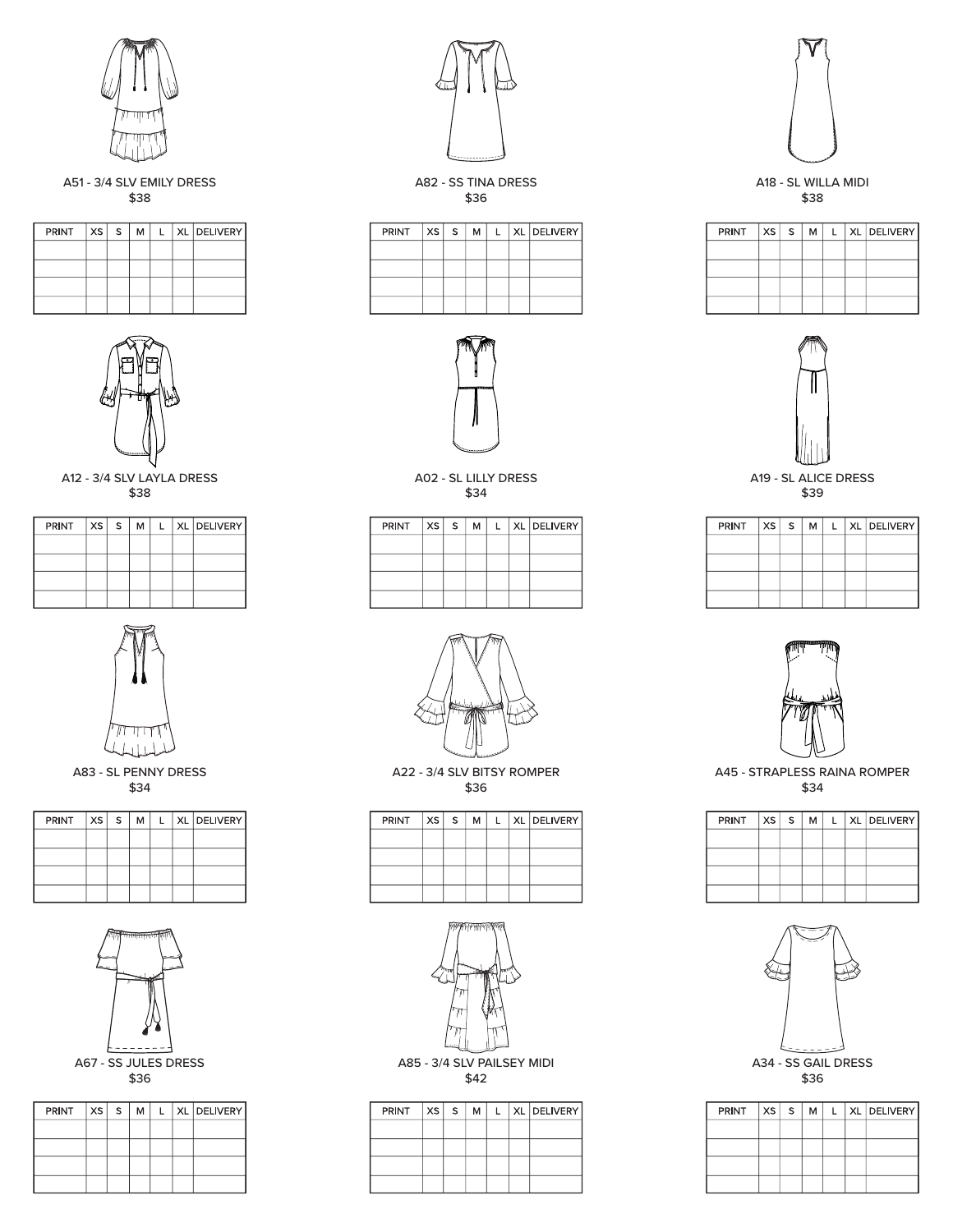A51 - 3/4 SLV EMILY DRESS
$38

| PRINT | XS | S | M | L | XL | DELIVERY |
|---|---|---|---|---|---|---|
| | | | | | | |
| | | | | | | |
| | | | | | | |
| | | | | | | |

A82 - SS TINA DRESS
$36

| PRINT | XS | S | M | L | XL | DELIVERY |
|---|---|---|---|---|---|---|
| | | | | | | |
| | | | | | | |
| | | | | | | |
| | | | | | | |

A18 - SL WILLA MIDI
$38

| PRINT | XS | S | M | L | XL | DELIVERY |
|---|---|---|---|---|---|---|
| | | | | | | |
| | | | | | | |
| | | | | | | |
| | | | | | | |

A12 - 3/4 SLV LAYLA DRESS
$38

| PRINT | XS | S | M | L | XL | DELIVERY |
|---|---|---|---|---|---|---|
| | | | | | | |
| | | | | | | |
| | | | | | | |
| | | | | | | |

A02 - SL LILLY DRESS
$34

| PRINT | XS | S | M | L | XL | DELIVERY |
|---|---|---|---|---|---|---|
| | | | | | | |
| | | | | | | |
| | | | | | | |
| | | | | | | |

A19 - SL ALICE DRESS
$39

| PRINT | XS | S | M | L | XL | DELIVERY |
|---|---|---|---|---|---|---|
| | | | | | | |
| | | | | | | |
| | | | | | | |
| | | | | | | |

A83 - SL PENNY DRESS
$34

| PRINT | XS | S | M | L | XL | DELIVERY |
|---|---|---|---|---|---|---|
| | | | | | | |
| | | | | | | |
| | | | | | | |
| | | | | | | |

A22 - 3/4 SLV BITSY ROMPER
$36

| PRINT | XS | S | M | L | XL | DELIVERY |
|---|---|---|---|---|---|---|
| | | | | | | |
| | | | | | | |
| | | | | | | |
| | | | | | | |

A45 - STRAPLESS RAINA ROMPER
$34

| PRINT | XS | S | M | L | XL | DELIVERY |
|---|---|---|---|---|---|---|
| | | | | | | |
| | | | | | | |
| | | | | | | |
| | | | | | | |

A67 - SS JULES DRESS
$36

| PRINT | XS | S | M | L | XL | DELIVERY |
|---|---|---|---|---|---|---|
| | | | | | | |
| | | | | | | |
| | | | | | | |
| | | | | | | |

A85 - 3/4 SLV PAILSEY MIDI
$42

| PRINT | XS | S | M | L | XL | DELIVERY |
|---|---|---|---|---|---|---|
| | | | | | | |
| | | | | | | |
| | | | | | | |
| | | | | | | |

A34 - SS GAIL DRESS
$36

| PRINT | XS | S | M | L | XL | DELIVERY |
|---|---|---|---|---|---|---|
| | | | | | | |
| | | | | | | |
| | | | | | | |
| | | | | | | |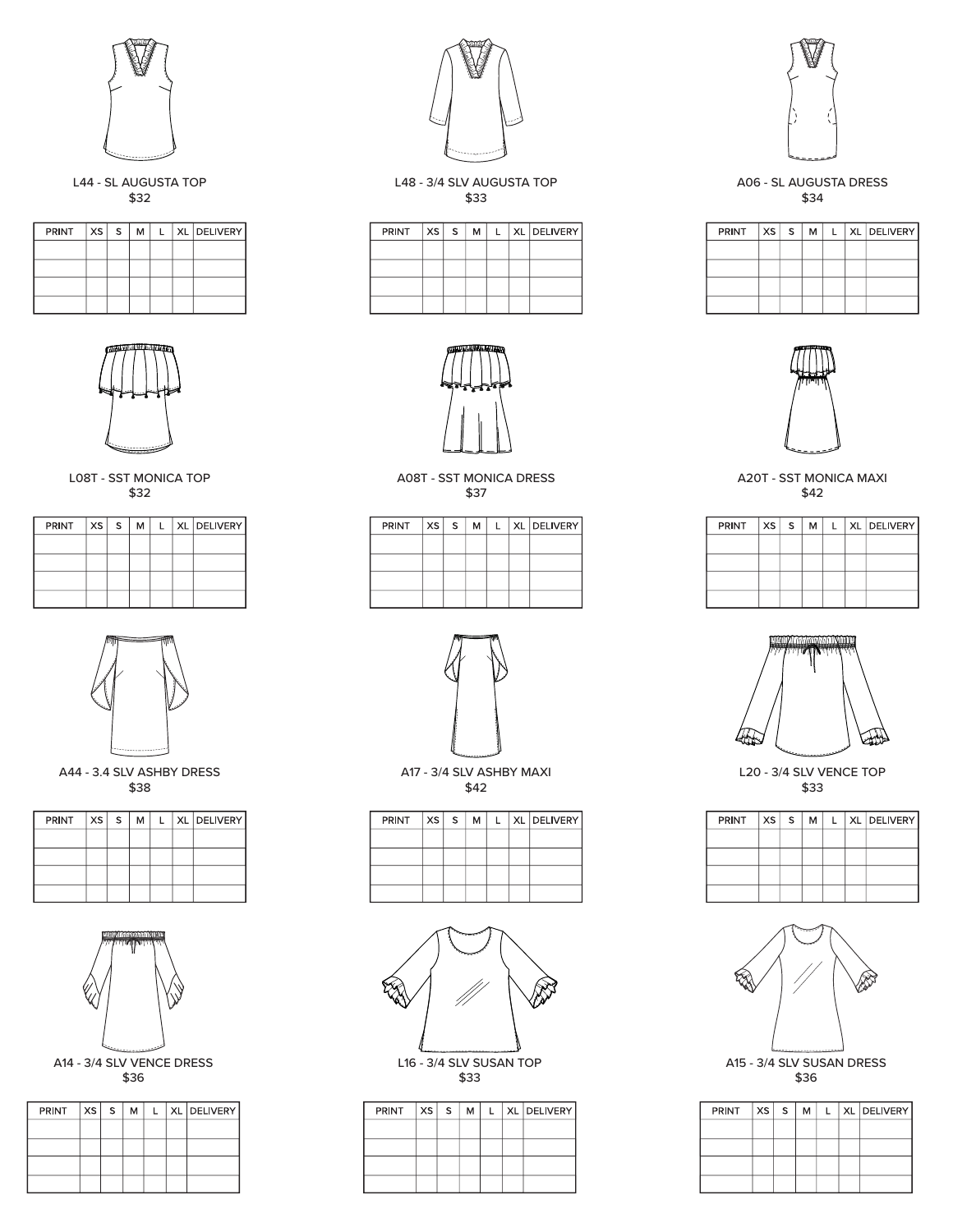L44 - SL AUGUSTA TOP
$32

| PRINT | XS | S | M | L | XL | DELIVERY |
| --- | --- | --- | --- | --- | --- | --- |
| | | | | | | |
| | | | | | | |
| | | | | | | |
| | | | | | | |

L48 - 3/4 SLV AUGUSTA TOP
$33

| PRINT | XS | S | M | L | XL | DELIVERY |
| --- | --- | --- | --- | --- | --- | --- |
| | | | | | | |
| | | | | | | |
| | | | | | | |
| | | | | | | |

A06 - SL AUGUSTA DRESS
$34

| PRINT | XS | S | M | L | XL | DELIVERY |
| --- | --- | --- | --- | --- | --- | --- |
| | | | | | | |
| | | | | | | |
| | | | | | | |
| | | | | | | |

L08T - SST MONICA TOP
$32

| PRINT | XS | S | M | L | XL | DELIVERY |
| --- | --- | --- | --- | --- | --- | --- |
| | | | | | | |
| | | | | | | |
| | | | | | | |
| | | | | | | |

A08T - SST MONICA DRESS
$37

| PRINT | XS | S | M | L | XL | DELIVERY |
| --- | --- | --- | --- | --- | --- | --- |
| | | | | | | |
| | | | | | | |
| | | | | | | |
| | | | | | | |

A20T - SST MONICA MAXI
$42

| PRINT | XS | S | M | L | XL | DELIVERY |
| --- | --- | --- | --- | --- | --- | --- |
| | | | | | | |
| | | | | | | |
| | | | | | | |
| | | | | | | |

A44 - 3.4 SLV ASHBY DRESS
$38

| PRINT | XS | S | M | L | XL | DELIVERY |
| --- | --- | --- | --- | --- | --- | --- |
| | | | | | | |
| | | | | | | |
| | | | | | | |
| | | | | | | |

A17 - 3/4 SLV ASHBY MAXI
$42

| PRINT | XS | S | M | L | XL | DELIVERY |
| --- | --- | --- | --- | --- | --- | --- |
| | | | | | | |
| | | | | | | |
| | | | | | | |
| | | | | | | |

L20 - 3/4 SLV VENCE TOP
$33

| PRINT | XS | S | M | L | XL | DELIVERY |
| --- | --- | --- | --- | --- | --- | --- |
| | | | | | | |
| | | | | | | |
| | | | | | | |
| | | | | | | |

A14 - 3/4 SLV VENCE DRESS
$36

| PRINT | XS | S | M | L | XL | DELIVERY |
| --- | --- | --- | --- | --- | --- | --- |
| | | | | | | |
| | | | | | | |
| | | | | | | |
| | | | | | | |

L16 - 3/4 SLV SUSAN TOP
$33

| PRINT | XS | S | M | L | XL | DELIVERY |
| --- | --- | --- | --- | --- | --- | --- |
| | | | | | | |
| | | | | | | |
| | | | | | | |
| | | | | | | |

A15 - 3/4 SLV SUSAN DRESS
$36

| PRINT | XS | S | M | L | XL | DELIVERY |
| --- | --- | --- | --- | --- | --- | --- |
| | | | | | | |
| | | | | | | |
| | | | | | | |
| | | | | | | |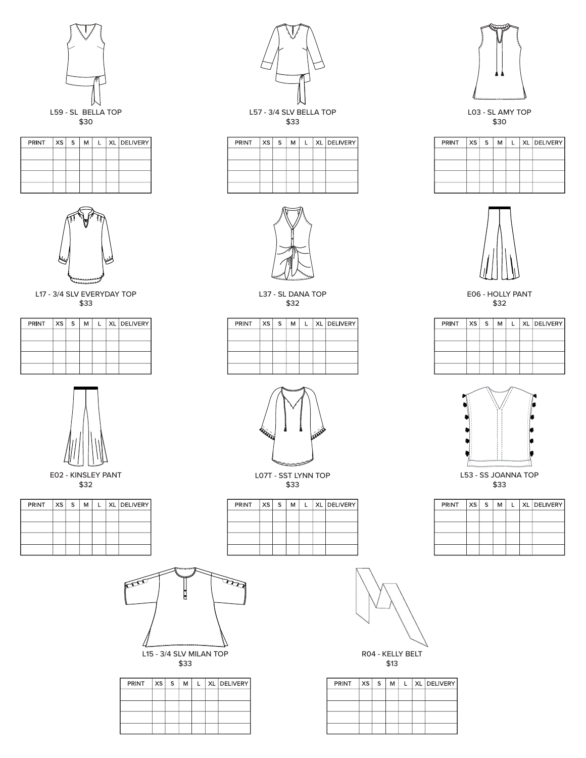L59 - SL BELLA TOP
$30

| PRINT | XS | S | M | L | XL | DELIVERY |
|---|---|---|---|---|---|---|
| | | | | | | |
| | | | | | | |
| | | | | | | |
| | | | | | | |

L57 - 3/4 SLV BELLA TOP
$33

| PRINT | XS | S | M | L | XL | DELIVERY |
|---|---|---|---|---|---|---|
| | | | | | | |
| | | | | | | |
| | | | | | | |
| | | | | | | |

L03 - SL AMY TOP
$30

| PRINT | XS | S | M | L | XL | DELIVERY |
|---|---|---|---|---|---|---|
| | | | | | | |
| | | | | | | |
| | | | | | | |
| | | | | | | |

L17 - 3/4 SLV EVERYDAY TOP
$33

| PRINT | XS | S | M | L | XL | DELIVERY |
|---|---|---|---|---|---|---|
| | | | | | | |
| | | | | | | |
| | | | | | | |
| | | | | | | |

L37 - SL DANA TOP
$32

| PRINT | XS | S | M | L | XL | DELIVERY |
|---|---|---|---|---|---|---|
| | | | | | | |
| | | | | | | |
| | | | | | | |
| | | | | | | |

E06 - HOLLY PANT
$32

| PRINT | XS | S | M | L | XL | DELIVERY |
|---|---|---|---|---|---|---|
| | | | | | | |
| | | | | | | |
| | | | | | | |
| | | | | | | |

E02 - KINSLEY PANT
$32

| PRINT | XS | S | M | L | XL | DELIVERY |
|---|---|---|---|---|---|---|
| | | | | | | |
| | | | | | | |
| | | | | | | |
| | | | | | | |

L07T - SST LYNN TOP
$33

| PRINT | XS | S | M | L | XL | DELIVERY |
|---|---|---|---|---|---|---|
| | | | | | | |
| | | | | | | |
| | | | | | | |
| | | | | | | |

L53 - SS JOANNA TOP
$33

| PRINT | XS | S | M | L | XL | DELIVERY |
|---|---|---|---|---|---|---|
| | | | | | | |
| | | | | | | |
| | | | | | | |
| | | | | | | |

L15 - 3/4 SLV MILAN TOP
$33

| PRINT | XS | S | M | L | XL | DELIVERY |
|---|---|---|---|---|---|---|
| | | | | | | |
| | | | | | | |
| | | | | | | |
| | | | | | | |

R04 - KELLY BELT
$13

| PRINT | XS | S | M | L | XL | DELIVERY |
|---|---|---|---|---|---|---|
| | | | | | | |
| | | | | | | |
| | | | | | | |
| | | | | | | |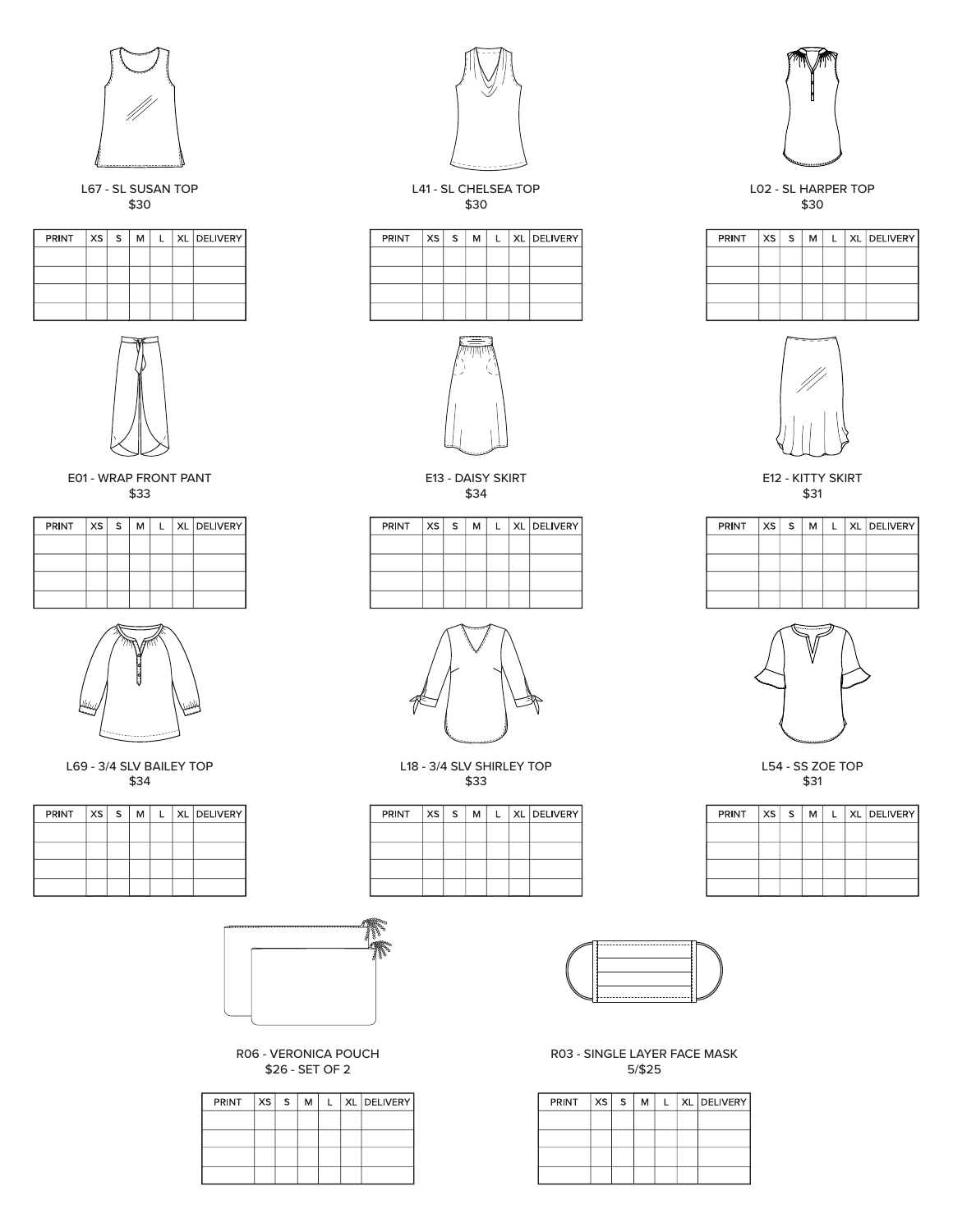L67 - SL SUSAN TOP
$30

| PRINT | XS | S | M | L | XL | DELIVERY |
|---|---|---|---|---|---|---|
| | | | | | | |
| | | | | | | |
| | | | | | | |
| | | | | | | |

L41 - SL CHELSEA TOP
$30

| PRINT | XS | S | M | L | XL | DELIVERY |
|---|---|---|---|---|---|---|
| | | | | | | |
| | | | | | | |
| | | | | | | |
| | | | | | | |

L02 - SL HARPER TOP
$30

| PRINT | XS | S | M | L | XL | DELIVERY |
|---|---|---|---|---|---|---|
| | | | | | | |
| | | | | | | |
| | | | | | | |
| | | | | | | |

E01 - WRAP FRONT PANT
$33

| PRINT | XS | S | M | L | XL | DELIVERY |
|---|---|---|---|---|---|---|
| | | | | | | |
| | | | | | | |
| | | | | | | |
| | | | | | | |

E13 - DAISY SKIRT
$34

| PRINT | XS | S | M | L | XL | DELIVERY |
|---|---|---|---|---|---|---|
| | | | | | | |
| | | | | | | |
| | | | | | | |
| | | | | | | |

E12 - KITTY SKIRT
$31

| PRINT | XS | S | M | L | XL | DELIVERY |
|---|---|---|---|---|---|---|
| | | | | | | |
| | | | | | | |
| | | | | | | |
| | | | | | | |

L69 - 3/4 SLV BAILEY TOP
$34

| PRINT | XS | S | M | L | XL | DELIVERY |
|---|---|---|---|---|---|---|
| | | | | | | |
| | | | | | | |
| | | | | | | |
| | | | | | | |

L18 - 3/4 SLV SHIRLEY TOP
$33

| PRINT | XS | S | M | L | XL | DELIVERY |
|---|---|---|---|---|---|---|
| | | | | | | |
| | | | | | | |
| | | | | | | |
| | | | | | | |

L54 - SS ZOE TOP
$31

| PRINT | XS | S | M | L | XL | DELIVERY |
|---|---|---|---|---|---|---|
| | | | | | | |
| | | | | | | |
| | | | | | | |
| | | | | | | |

R06 - VERONICA POUCH
$26 - SET OF 2

| PRINT | XS | S | M | L | XL | DELIVERY |
|---|---|---|---|---|---|---|
| | | | | | | |
| | | | | | | |
| | | | | | | |
| | | | | | | |

R03 - SINGLE LAYER FACE MASK
5/$25

| PRINT | XS | S | M | L | XL | DELIVERY |
|---|---|---|---|---|---|---|
| | | | | | | |
| | | | | | | |
| | | | | | | |
| | | | | | | |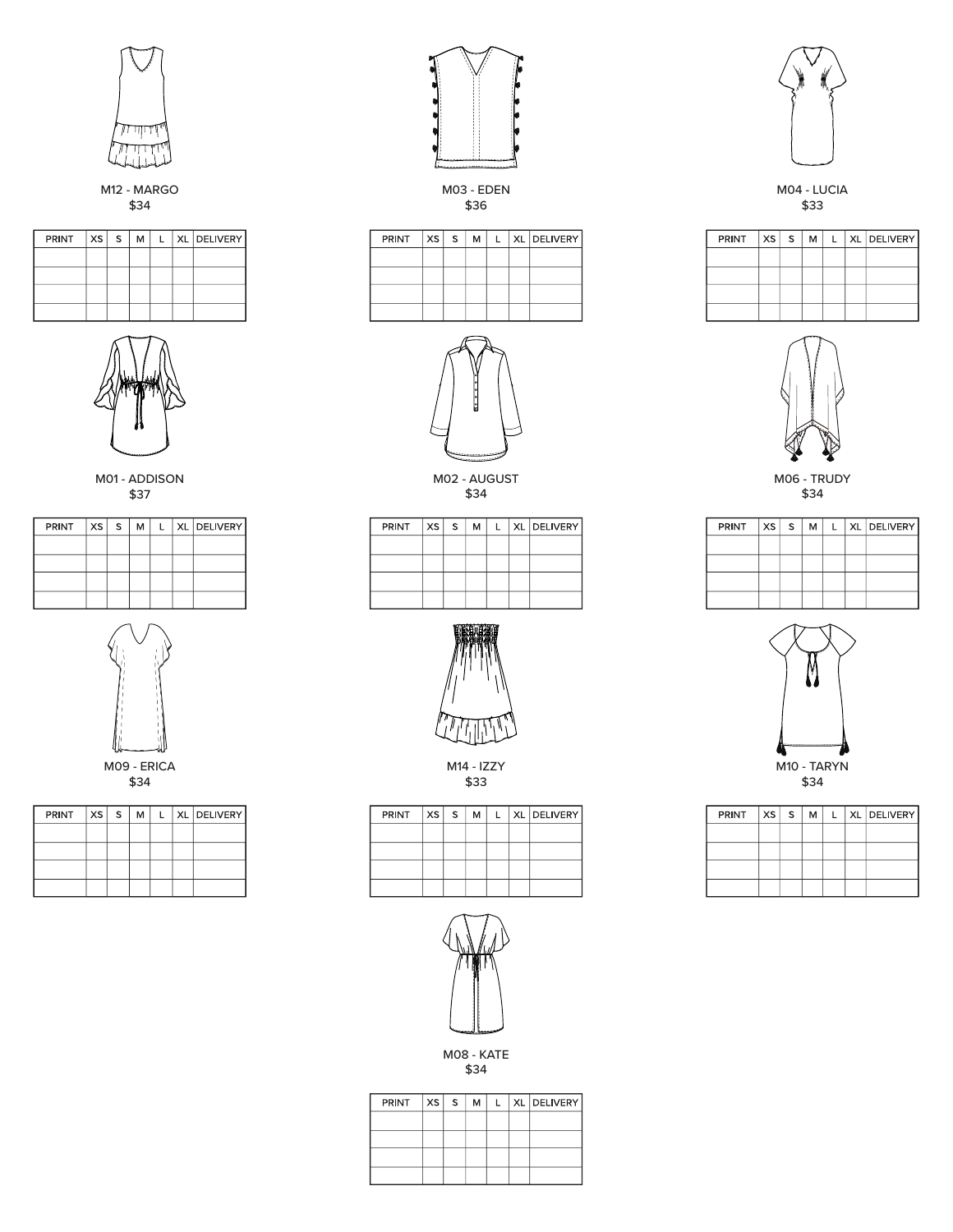M12 - MARGO
$34

| PRINT | XS | S | M | L | XL | DELIVERY |
| --- | --- | --- | --- | --- | --- | --- |
| | | | | | | |
| | | | | | | |
| | | | | | | |
| | | | | | | |

M03 - EDEN
$36

| PRINT | XS | S | M | L | XL | DELIVERY |
| --- | --- | --- | --- | --- | --- | --- |
| | | | | | | |
| | | | | | | |
| | | | | | | |
| | | | | | | |

M04 - LUCIA
$33

| PRINT | XS | S | M | L | XL | DELIVERY |
| --- | --- | --- | --- | --- | --- | --- |
| | | | | | | |
| | | | | | | |
| | | | | | | |
| | | | | | | |

M01 - ADDISON
$37

| PRINT | XS | S | M | L | XL | DELIVERY |
| --- | --- | --- | --- | --- | --- | --- |
| | | | | | | |
| | | | | | | |
| | | | | | | |
| | | | | | | |

M02 - AUGUST
$34

| PRINT | XS | S | M | L | XL | DELIVERY |
| --- | --- | --- | --- | --- | --- | --- |
| | | | | | | |
| | | | | | | |
| | | | | | | |
| | | | | | | |

M06 - TRUDY
$34

| PRINT | XS | S | M | L | XL | DELIVERY |
| --- | --- | --- | --- | --- | --- | --- |
| | | | | | | |
| | | | | | | |
| | | | | | | |
| | | | | | | |

M09 - ERICA
$34

| PRINT | XS | S | M | L | XL | DELIVERY |
| --- | --- | --- | --- | --- | --- | --- |
| | | | | | | |
| | | | | | | |
| | | | | | | |
| | | | | | | |

M14 - IZZY
$33

| PRINT | XS | S | M | L | XL | DELIVERY |
| --- | --- | --- | --- | --- | --- | --- |
| | | | | | | |
| | | | | | | |
| | | | | | | |
| | | | | | | |

M10 - TARYN
$34

| PRINT | XS | S | M | L | XL | DELIVERY |
| --- | --- | --- | --- | --- | --- | --- |
| | | | | | | |
| | | | | | | |
| | | | | | | |
| | | | | | | |

M08 - KATE
$34

| PRINT | XS | S | M | L | XL | DELIVERY |
| --- | --- | --- | --- | --- | --- | --- |
| | | | | | | |
| | | | | | | |
| | | | | | | |
| | | | | | | |